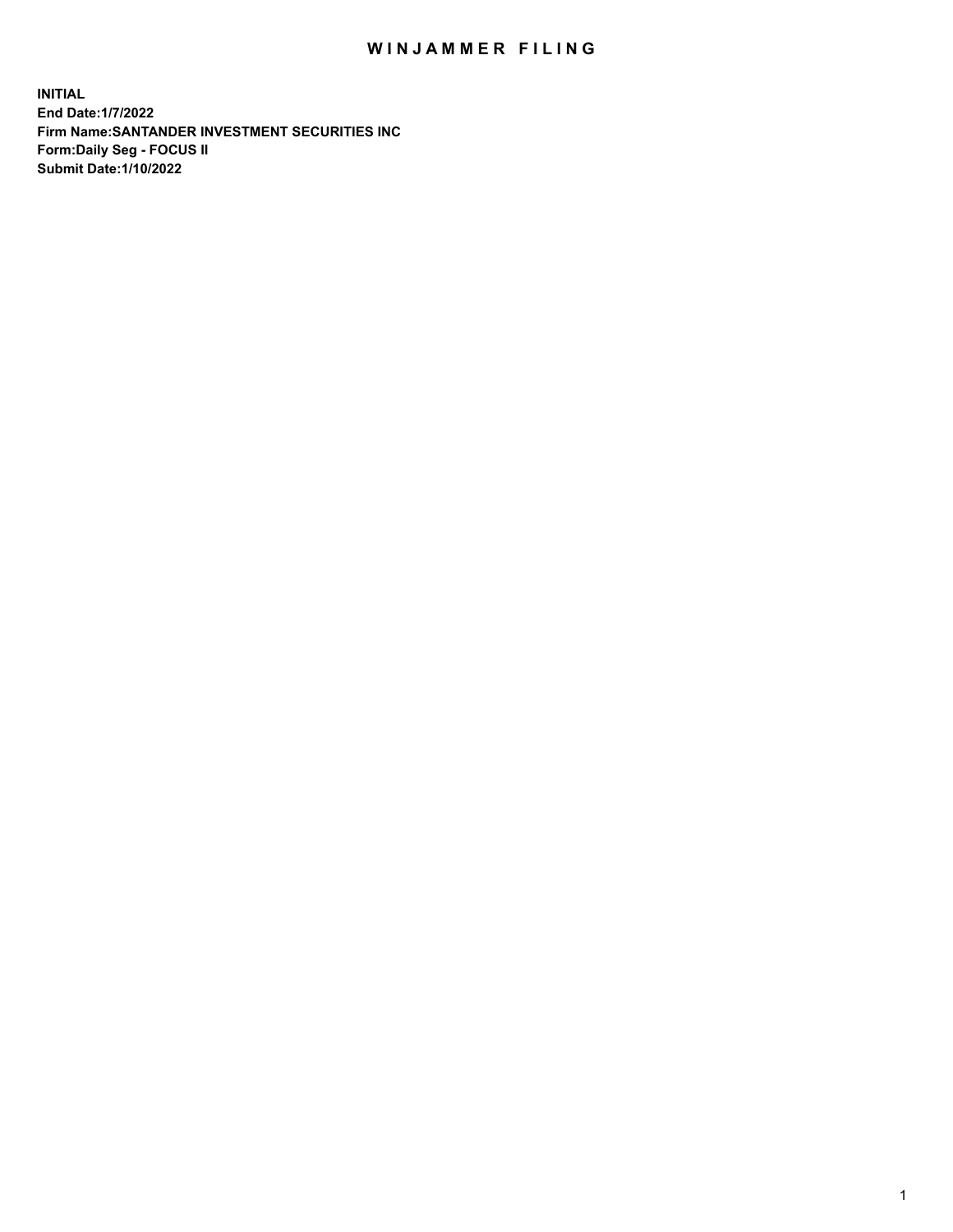# WINJAMMER FILING

**INITIAL**
**End Date:1/7/2022**
**Firm Name:SANTANDER INVESTMENT SECURITIES INC**
**Form:Daily Seg - FOCUS II**
**Submit Date:1/10/2022**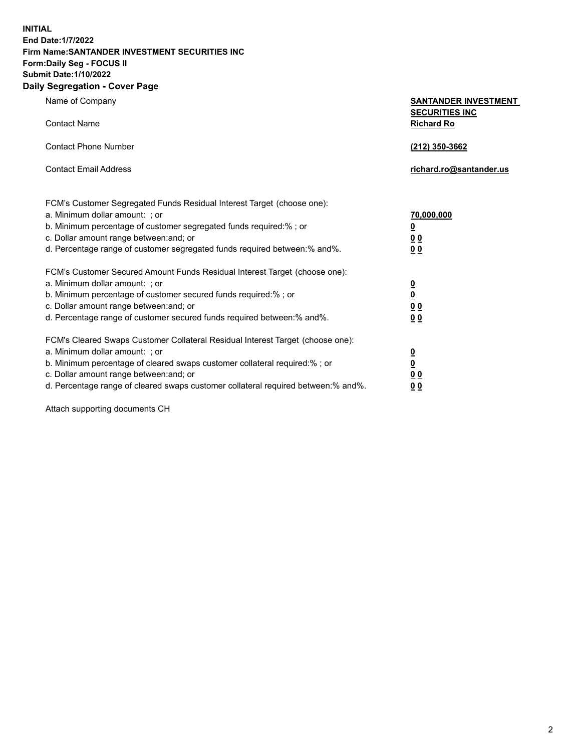**INITIAL**
**End Date:1/7/2022**
**Firm Name:SANTANDER INVESTMENT SECURITIES INC**
**Form:Daily Seg - FOCUS II**
**Submit Date:1/10/2022**

## Daily Segregation - Cover Page

| | |
|---|---|
| Name of Company | **SANTANDER INVESTMENT SECURITIES INC** |
| Contact Name | **Richard Ro** |
| Contact Phone Number | **(212) 350-3662** |
| Contact Email Address | **richard.ro@santander.us** |

| | |
|---|---|
| FCM's Customer Segregated Funds Residual Interest Target (choose one): | |
| a. Minimum dollar amount: ; or | **70,000,000** |
| b. Minimum percentage of customer segregated funds required:% ; or | **0** |
| c. Dollar amount range between:and; or | **0 0** |
| d. Percentage range of customer segregated funds required between:% and%. | **0 0** |
| FCM's Customer Secured Amount Funds Residual Interest Target (choose one): | |
| a. Minimum dollar amount: ; or | **0** |
| b. Minimum percentage of customer secured funds required:% ; or | **0** |
| c. Dollar amount range between:and; or | **0 0** |
| d. Percentage range of customer secured funds required between:% and%. | **0 0** |
| FCM's Cleared Swaps Customer Collateral Residual Interest Target (choose one): | |
| a. Minimum dollar amount: ; or | **0** |
| b. Minimum percentage of cleared swaps customer collateral required:% ; or | **0** |
| c. Dollar amount range between:and; or | **0 0** |
| d. Percentage range of cleared swaps customer collateral required between:% and%. | **0 0** |

Attach supporting documents CH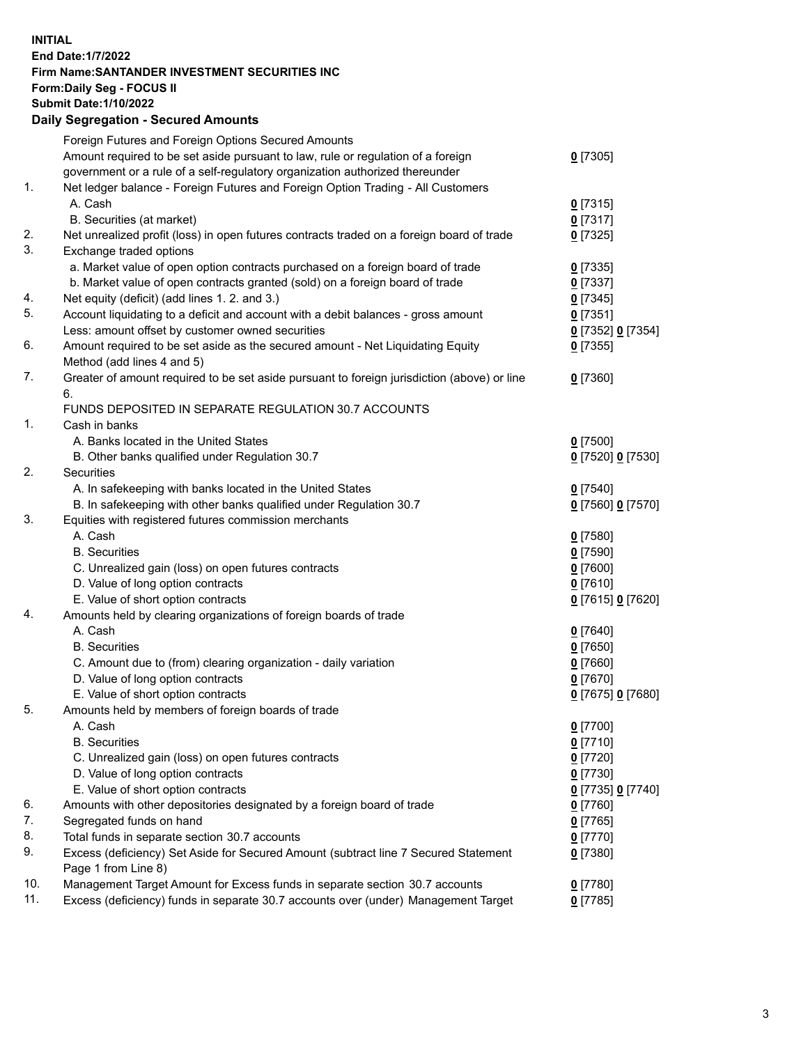**INITIAL**
**End Date:1/7/2022**
**Firm Name:SANTANDER INVESTMENT SECURITIES INC**
**Form:Daily Seg - FOCUS II**
**Submit Date:1/10/2022**

## Daily Segregation - Secured Amounts

| | | |
|---|---|---|
| | Foreign Futures and Foreign Options Secured Amounts | |
| | Amount required to be set aside pursuant to law, rule or regulation of a foreign government or a rule of a self-regulatory organization authorized thereunder | 0 [7305] |
| 1. | Net ledger balance - Foreign Futures and Foreign Option Trading - All Customers | |
| | A. Cash | 0 [7315] |
| | B. Securities (at market) | 0 [7317] |
| 2. | Net unrealized profit (loss) in open futures contracts traded on a foreign board of trade | 0 [7325] |
| 3. | Exchange traded options | |
| | a. Market value of open option contracts purchased on a foreign board of trade | 0 [7335] |
| | b. Market value of open contracts granted (sold) on a foreign board of trade | 0 [7337] |
| 4. | Net equity (deficit) (add lines 1. 2. and 3.) | 0 [7345] |
| 5. | Account liquidating to a deficit and account with a debit balances - gross amount | 0 [7351] |
| | Less: amount offset by customer owned securities | 0 [7352] 0 [7354] |
| 6. | Amount required to be set aside as the secured amount - Net Liquidating Equity Method (add lines 4 and 5) | 0 [7355] |
| 7. | Greater of amount required to be set aside pursuant to foreign jurisdiction (above) or line 6. | 0 [7360] |
| | FUNDS DEPOSITED IN SEPARATE REGULATION 30.7 ACCOUNTS | |
| 1. | Cash in banks | |
| | A. Banks located in the United States | 0 [7500] |
| | B. Other banks qualified under Regulation 30.7 | 0 [7520] 0 [7530] |
| 2. | Securities | |
| | A. In safekeeping with banks located in the United States | 0 [7540] |
| | B. In safekeeping with other banks qualified under Regulation 30.7 | 0 [7560] 0 [7570] |
| 3. | Equities with registered futures commission merchants | |
| | A. Cash | 0 [7580] |
| | B. Securities | 0 [7590] |
| | C. Unrealized gain (loss) on open futures contracts | 0 [7600] |
| | D. Value of long option contracts | 0 [7610] |
| | E. Value of short option contracts | 0 [7615] 0 [7620] |
| 4. | Amounts held by clearing organizations of foreign boards of trade | |
| | A. Cash | 0 [7640] |
| | B. Securities | 0 [7650] |
| | C. Amount due to (from) clearing organization - daily variation | 0 [7660] |
| | D. Value of long option contracts | 0 [7670] |
| | E. Value of short option contracts | 0 [7675] 0 [7680] |
| 5. | Amounts held by members of foreign boards of trade | |
| | A. Cash | 0 [7700] |
| | B. Securities | 0 [7710] |
| | C. Unrealized gain (loss) on open futures contracts | 0 [7720] |
| | D. Value of long option contracts | 0 [7730] |
| | E. Value of short option contracts | 0 [7735] 0 [7740] |
| 6. | Amounts with other depositories designated by a foreign board of trade | 0 [7760] |
| 7. | Segregated funds on hand | 0 [7765] |
| 8. | Total funds in separate section 30.7 accounts | 0 [7770] |
| 9. | Excess (deficiency) Set Aside for Secured Amount (subtract line 7 Secured Statement Page 1 from Line 8) | 0 [7380] |
| 10. | Management Target Amount for Excess funds in separate section 30.7 accounts | 0 [7780] |
| 11. | Excess (deficiency) funds in separate 30.7 accounts over (under) Management Target | 0 [7785] |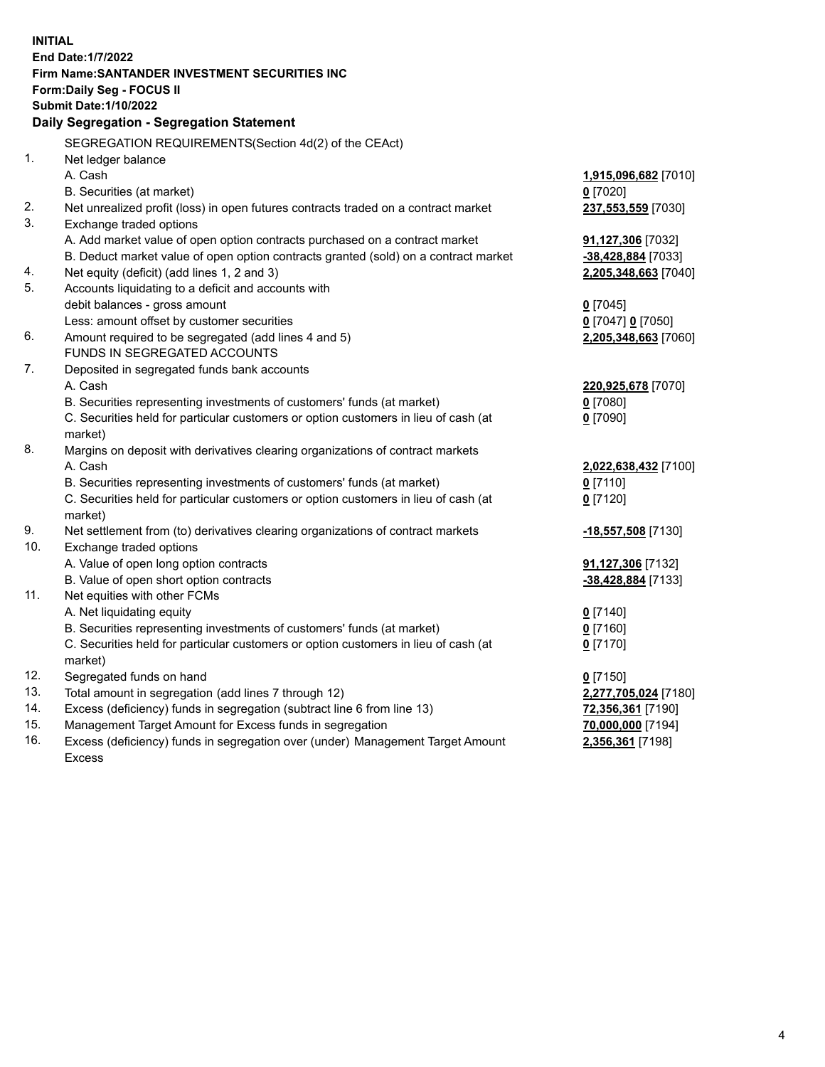**INITIAL**
**End Date:1/7/2022**
**Firm Name:SANTANDER INVESTMENT SECURITIES INC**
**Form:Daily Seg - FOCUS II**
**Submit Date:1/10/2022**

**Daily Segregation - Segregation Statement**

| | | |
|---|---|---|
| | SEGREGATION REQUIREMENTS(Section 4d(2) of the CEAct) | |
| 1. | Net ledger balance | |
| | A. Cash | **1,915,096,682** [7010] |
| | B. Securities (at market) | **0** [7020] |
| 2. | Net unrealized profit (loss) in open futures contracts traded on a contract market | **237,553,559** [7030] |
| 3. | Exchange traded options | |
| | A. Add market value of open option contracts purchased on a contract market | **91,127,306** [7032] |
| | B. Deduct market value of open option contracts granted (sold) on a contract market | **-38,428,884** [7033] |
| 4. | Net equity (deficit) (add lines 1, 2 and 3) | **2,205,348,663** [7040] |
| 5. | Accounts liquidating to a deficit and accounts with | |
| | debit balances - gross amount | **0** [7045] |
| | Less: amount offset by customer securities | **0** [7047] **0** [7050] |
| 6. | Amount required to be segregated (add lines 4 and 5) | **2,205,348,663** [7060] |
| | FUNDS IN SEGREGATED ACCOUNTS | |
| 7. | Deposited in segregated funds bank accounts | |
| | A. Cash | **220,925,678** [7070] |
| | B. Securities representing investments of customers' funds (at market) | **0** [7080] |
| | C. Securities held for particular customers or option customers in lieu of cash (at market) | **0** [7090] |
| 8. | Margins on deposit with derivatives clearing organizations of contract markets | |
| | A. Cash | **2,022,638,432** [7100] |
| | B. Securities representing investments of customers' funds (at market) | **0** [7110] |
| | C. Securities held for particular customers or option customers in lieu of cash (at market) | **0** [7120] |
| 9. | Net settlement from (to) derivatives clearing organizations of contract markets | **-18,557,508** [7130] |
| 10. | Exchange traded options | |
| | A. Value of open long option contracts | **91,127,306** [7132] |
| | B. Value of open short option contracts | **-38,428,884** [7133] |
| 11. | Net equities with other FCMs | |
| | A. Net liquidating equity | **0** [7140] |
| | B. Securities representing investments of customers' funds (at market) | **0** [7160] |
| | C. Securities held for particular customers or option customers in lieu of cash (at market) | **0** [7170] |
| 12. | Segregated funds on hand | **0** [7150] |
| 13. | Total amount in segregation (add lines 7 through 12) | **2,277,705,024** [7180] |
| 14. | Excess (deficiency) funds in segregation (subtract line 6 from line 13) | **72,356,361** [7190] |
| 15. | Management Target Amount for Excess funds in segregation | **70,000,000** [7194] |
| 16. | Excess (deficiency) funds in segregation over (under) Management Target Amount Excess | **2,356,361** [7198] |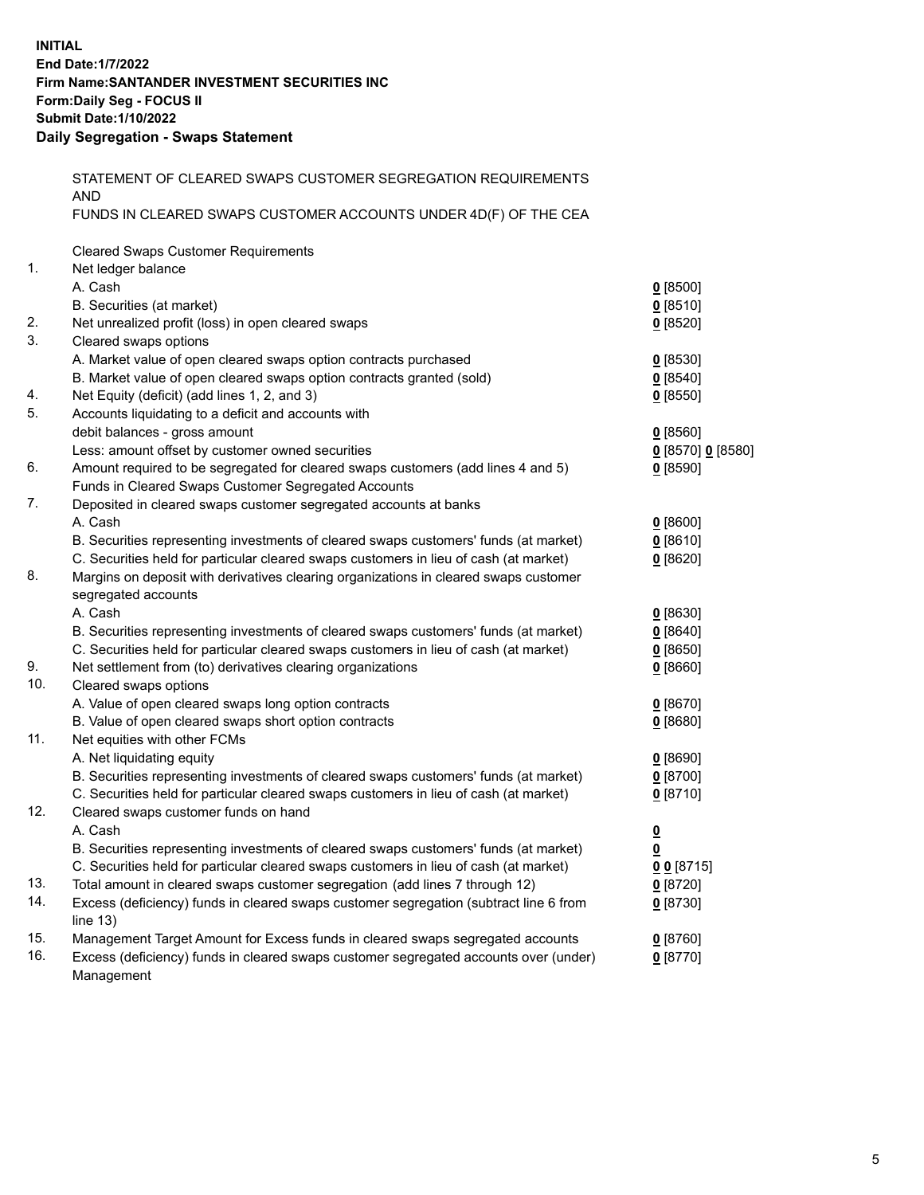**INITIAL**
**End Date:1/7/2022**
**Firm Name:SANTANDER INVESTMENT SECURITIES INC**
**Form:Daily Seg - FOCUS II**
**Submit Date:1/10/2022**
**Daily Segregation - Swaps Statement**

STATEMENT OF CLEARED SWAPS CUSTOMER SEGREGATION REQUIREMENTS AND FUNDS IN CLEARED SWAPS CUSTOMER ACCOUNTS UNDER 4D(F) OF THE CEA

| | | |
|---|---|---|
| | Cleared Swaps Customer Requirements | |
| 1. | Net ledger balance | |
| | A. Cash | 0 [8500] |
| | B. Securities (at market) | 0 [8510] |
| 2. | Net unrealized profit (loss) in open cleared swaps | 0 [8520] |
| 3. | Cleared swaps options | |
| | A. Market value of open cleared swaps option contracts purchased | 0 [8530] |
| | B. Market value of open cleared swaps option contracts granted (sold) | 0 [8540] |
| 4. | Net Equity (deficit) (add lines 1, 2, and 3) | 0 [8550] |
| 5. | Accounts liquidating to a deficit and accounts with debit balances - gross amount | 0 [8560] |
| | Less: amount offset by customer owned securities | 0 [8570] 0 [8580] |
| 6. | Amount required to be segregated for cleared swaps customers (add lines 4 and 5) | 0 [8590] |
| | Funds in Cleared Swaps Customer Segregated Accounts | |
| 7. | Deposited in cleared swaps customer segregated accounts at banks | |
| | A. Cash | 0 [8600] |
| | B. Securities representing investments of cleared swaps customers' funds (at market) | 0 [8610] |
| | C. Securities held for particular cleared swaps customers in lieu of cash (at market) | 0 [8620] |
| 8. | Margins on deposit with derivatives clearing organizations in cleared swaps customer segregated accounts | |
| | A. Cash | 0 [8630] |
| | B. Securities representing investments of cleared swaps customers' funds (at market) | 0 [8640] |
| | C. Securities held for particular cleared swaps customers in lieu of cash (at market) | 0 [8650] |
| 9. | Net settlement from (to) derivatives clearing organizations | 0 [8660] |
| 10. | Cleared swaps options | |
| | A. Value of open cleared swaps long option contracts | 0 [8670] |
| | B. Value of open cleared swaps short option contracts | 0 [8680] |
| 11. | Net equities with other FCMs | |
| | A. Net liquidating equity | 0 [8690] |
| | B. Securities representing investments of cleared swaps customers' funds (at market) | 0 [8700] |
| | C. Securities held for particular cleared swaps customers in lieu of cash (at market) | 0 [8710] |
| 12. | Cleared swaps customer funds on hand | |
| | A. Cash | 0 |
| | B. Securities representing investments of cleared swaps customers' funds (at market) | 0 |
| | C. Securities held for particular cleared swaps customers in lieu of cash (at market) | 0 0 [8715] |
| 13. | Total amount in cleared swaps customer segregation (add lines 7 through 12) | 0 [8720] |
| 14. | Excess (deficiency) funds in cleared swaps customer segregation (subtract line 6 from line 13) | 0 [8730] |
| 15. | Management Target Amount for Excess funds in cleared swaps segregated accounts | 0 [8760] |
| 16. | Excess (deficiency) funds in cleared swaps customer segregated accounts over (under) Management | 0 [8770] |